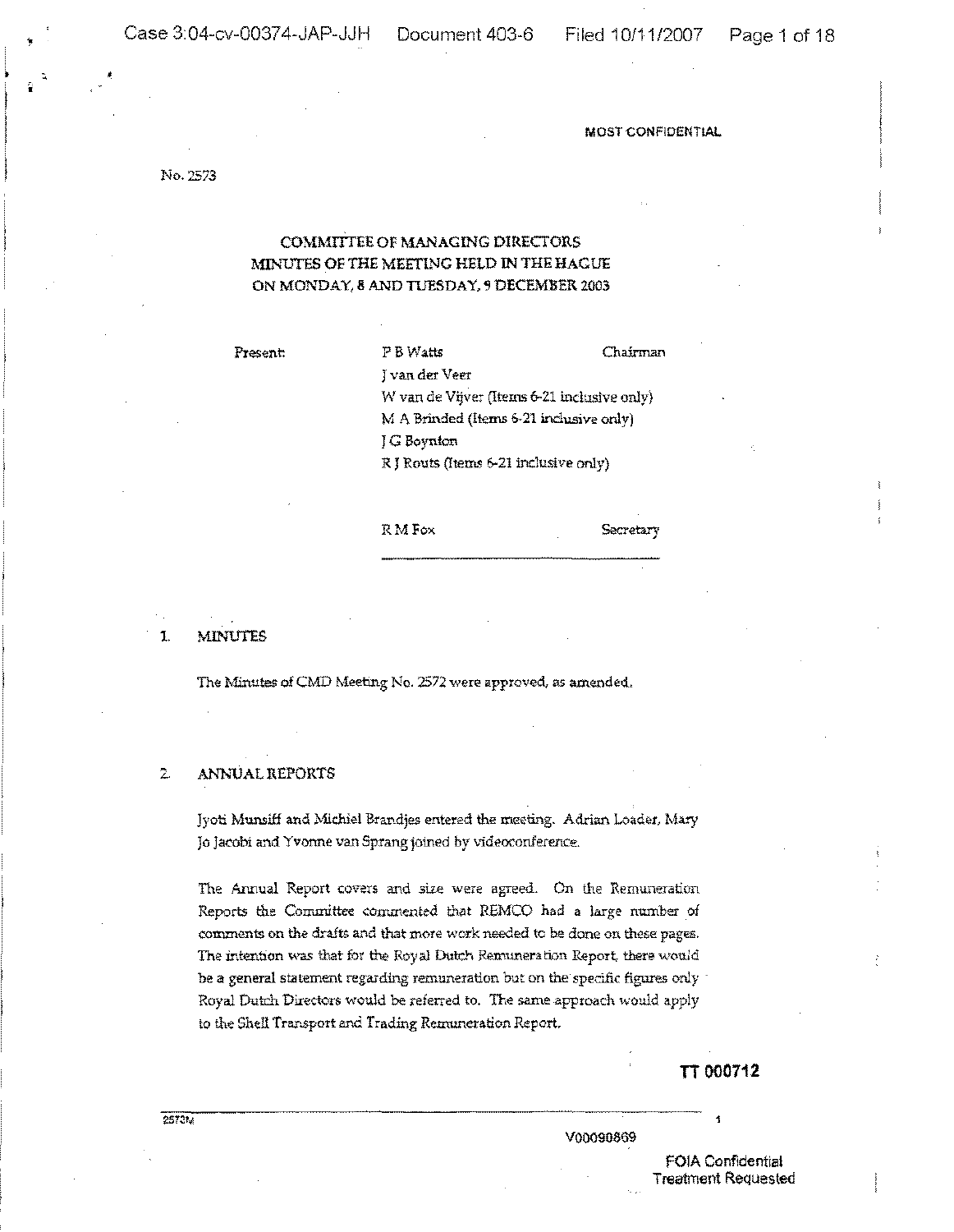MOST CONFIDENTIAL

No. 2573

# COMMITTEE OF MANAGING DIRECTORS
# MINUTES OF THE MEETING HELD IN THE HAGUE
# ON MONDAY, 8 AND TUESDAY, 9 DECEMBER 2003

| Present: | P B Watts | Chairman |
|---|---|---|
| | J van der Veer | |
| | W van de Vijver (Items 6-21 inclusive only) | |
| | M A Brinded (Items 6-21 inclusive only) | |
| | J G Boynton | |
| | R J Routs (Items 6-21 inclusive only) | |
| | | |
| | R M Fox | Secretary |

## 1. MINUTES

The Minutes of CMD Meeting No. 2572 were approved, as amended.

## 2. ANNUAL REPORTS

Jyoti Munsiff and Michiel Brandjes entered the meeting. Adrian Loader, Mary Jo Jacobi and Yvonne van Sprang joined by videoconference.

The Annual Report covers and size were agreed. On the Remuneration Reports the Committee commented that REMCO had a large number of comments on the drafts and that more work needed to be done on these pages. The intention was that for the Royal Dutch Remuneration Report, there would be a general statement regarding remuneration but on the specific figures only Royal Dutch Directors would be referred to. The same approach would apply to the Shell Transport and Trading Remuneration Report.

TT 000712

2573M

V00090869

FOIA Confidential Treatment Requested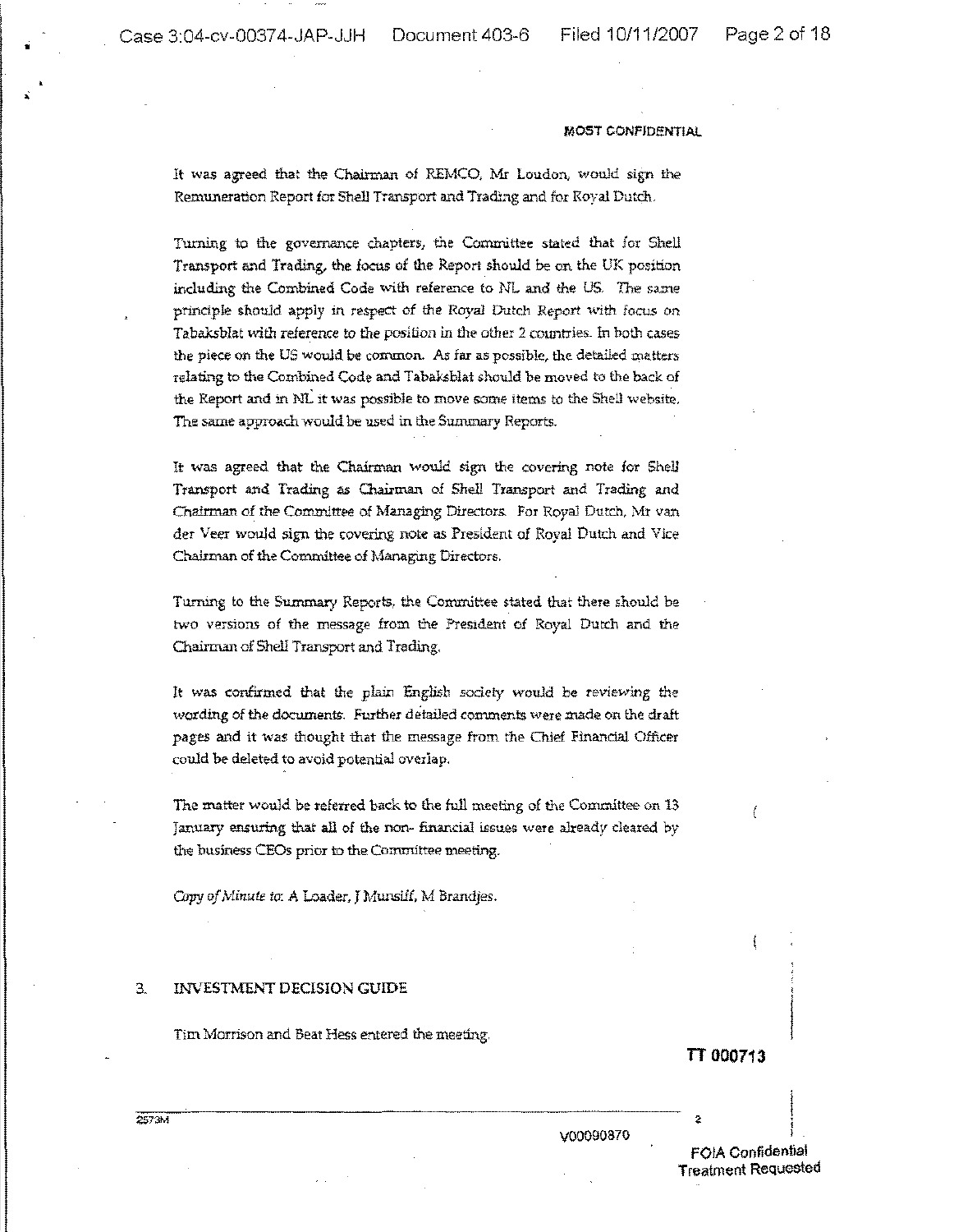MOST CONFIDENTIAL

It was agreed that the Chairman of REMCO, Mr Loudon, would sign the Remuneration Report for Shell Transport and Trading and for Royal Dutch.

Turning to the governance chapters, the Committee stated that for Shell Transport and Trading, the focus of the Report should be on the UK position including the Combined Code with reference to NL and the US. The same principle should apply in respect of the Royal Dutch Report with focus on Tabaksblat with reference to the position in the other 2 countries. In both cases the piece on the US would be common. As far as possible, the detailed matters relating to the Combined Code and Tabaksblat should be moved to the back of the Report and in NL it was possible to move some items to the Shell website. The same approach would be used in the Summary Reports.

It was agreed that the Chairman would sign the covering note for Shell Transport and Trading as Chairman of Shell Transport and Trading and Chairman of the Committee of Managing Directors. For Royal Dutch, Mr van der Veer would sign the covering note as President of Royal Dutch and Vice Chairman of the Committee of Managing Directors.

Turning to the Summary Reports, the Committee stated that there should be two versions of the message from the President of Royal Dutch and the Chairman of Shell Transport and Trading.

It was confirmed that the plain English society would be reviewing the wording of the documents. Further detailed comments were made on the draft pages and it was thought that the message from the Chief Financial Officer could be deleted to avoid potential overlap.

The matter would be referred back to the full meeting of the Committee on 13 January ensuring that all of the non- financial issues were already cleared by the business CEOs prior to the Committee meeting.

*Copy of Minute to:* A Loader, J Munsiff, M Brandjes.

## 3. INVESTMENT DECISION GUIDE

Tim Morrison and Beat Hess entered the meeting.

TT 000713

2573M

V00090870

FOIA Confidential Treatment Requested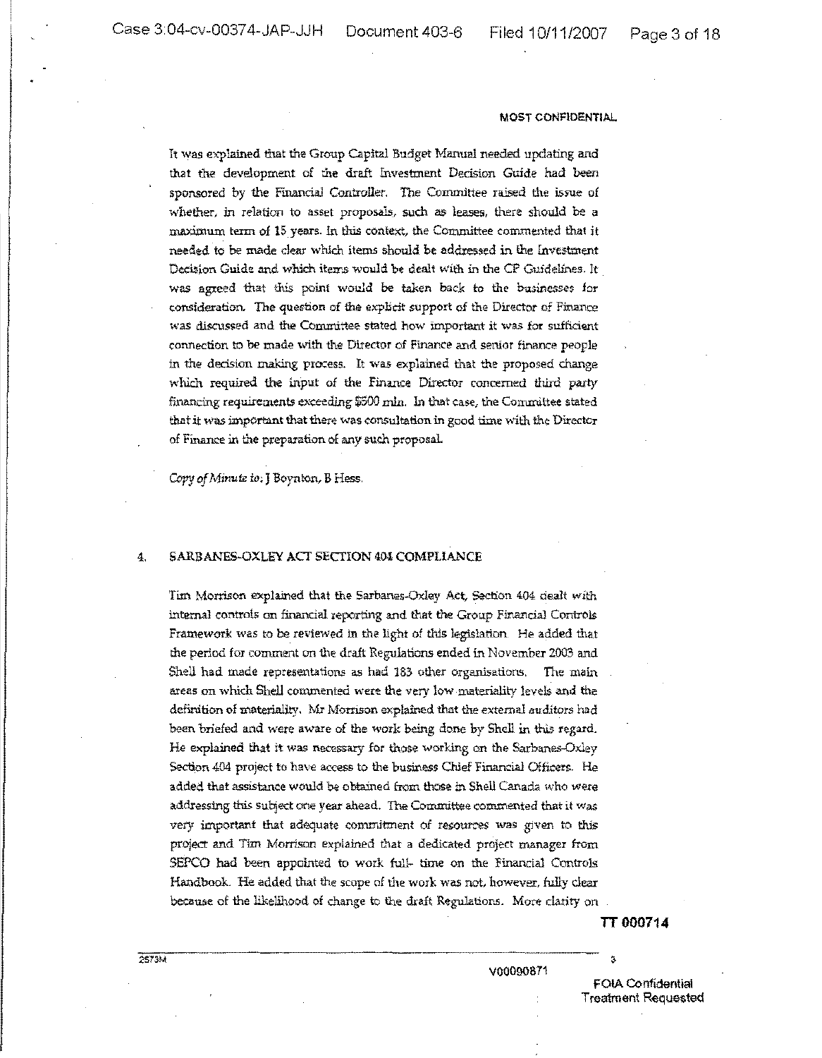**MOST CONFIDENTIAL**

It was explained that the Group Capital Budget Manual needed updating and that the development of the draft Investment Decision Guide had been sponsored by the Financial Controller. The Committee raised the issue of whether, in relation to asset proposals, such as leases, there should be a maximum term of 15 years. In this context, the Committee commented that it needed to be made clear which items should be addressed in the Investment Decision Guide and which items would be dealt with in the CP Guidelines. It was agreed that this point would be taken back to the businesses for consideration. The question of the explicit support of the Director of Finance was discussed and the Committee stated how important it was for sufficient connection to be made with the Director of Finance and senior finance people in the decision making process. It was explained that the proposed change which required the input of the Finance Director concerned third party financing requirements exceeding $500 mln. In that case, the Committee stated that it was important that there was consultation in good time with the Director of Finance in the preparation of any such proposal.

*Copy of Minute to:* J Boynton, B Hess.

## 4. SARBANES-OXLEY ACT SECTION 404 COMPLIANCE

Tim Morrison explained that the Sarbanes-Oxley Act, Section 404 dealt with internal controls on financial reporting and that the Group Financial Controls Framework was to be reviewed in the light of this legislation. He added that the period for comment on the draft Regulations ended in November 2003 and Shell had made representations as had 183 other organisations. The main areas on which Shell commented were the very low materiality levels and the definition of materiality. Mr Morrison explained that the external auditors had been briefed and were aware of the work being done by Shell in this regard. He explained that it was necessary for those working on the Sarbanes-Oxley Section 404 project to have access to the business Chief Financial Officers. He added that assistance would be obtained from those in Shell Canada who were addressing this subject one year ahead. The Committee commented that it was very important that adequate commitment of resources was given to this project and Tim Morrison explained that a dedicated project manager from SEPCO had been appointed to work full- time on the Financial Controls Handbook. He added that the scope of the work was not, however, fully clear because of the likelihood of change to the draft Regulations. More clarity on

TT 000714

2573M

V00090871

FOIA Confidential Treatment Requested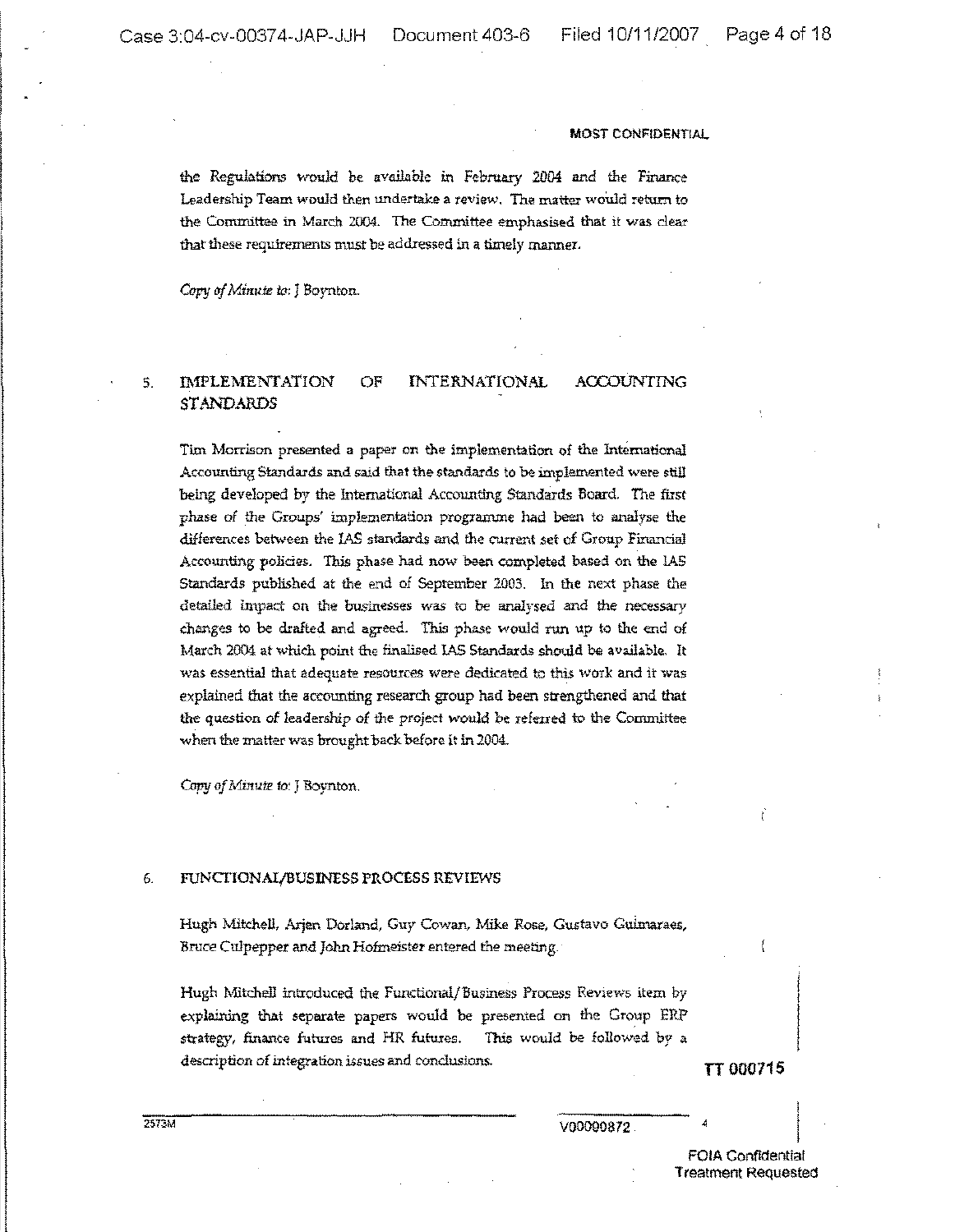MOST CONFIDENTIAL

the Regulations would be available in February 2004 and the Finance Leadership Team would then undertake a review. The matter would return to the Committee in March 2004. The Committee emphasised that it was clear that these requirements must be addressed in a timely manner.

*Copy of Minute to:* J Boynton.

## 5. IMPLEMENTATION OF INTERNATIONAL ACCOUNTING STANDARDS

Tim Morrison presented a paper on the implementation of the International Accounting Standards and said that the standards to be implemented were still being developed by the International Accounting Standards Board. The first phase of the Groups' implementation programme had been to analyse the differences between the IAS standards and the current set of Group Financial Accounting policies. This phase had now been completed based on the IAS Standards published at the end of September 2003. In the next phase the detailed impact on the businesses was to be analysed and the necessary changes to be drafted and agreed. This phase would run up to the end of March 2004 at which point the finalised IAS Standards should be available. It was essential that adequate resources were dedicated to this work and it was explained that the accounting research group had been strengthened and that the question of leadership of the project would be referred to the Committee when the matter was brought back before it in 2004.

*Copy of Minute to:* J Boynton.

## 6. FUNCTIONAL/BUSINESS PROCESS REVIEWS

Hugh Mitchell, Arjen Dorland, Guy Cowan, Mike Rose, Gustavo Guimaraes, Bruce Culpepper and John Hofmeister entered the meeting.

Hugh Mitchell introduced the Functional/Business Process Reviews item by explaining that separate papers would be presented on the Group ERP strategy, finance futures and HR futures. This would be followed by a description of integration issues and conclusions.

TT 000715

2573M

V00000872

FOIA Confidential Treatment Requested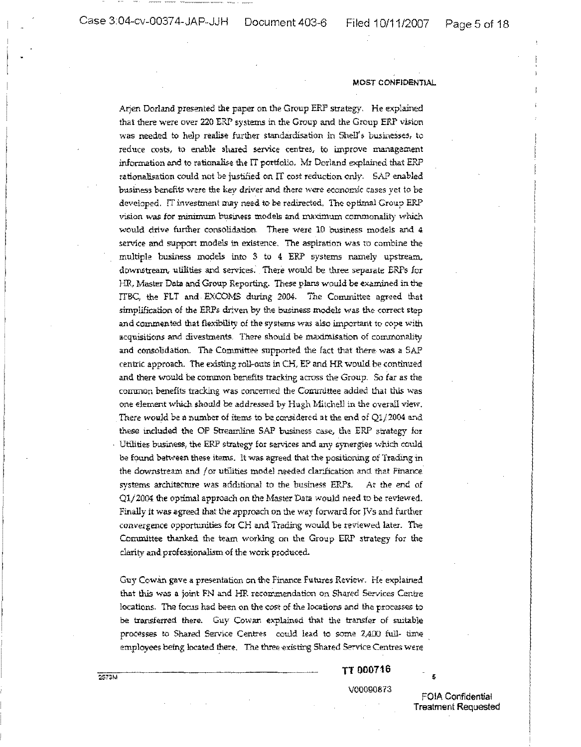MOST CONFIDENTIAL

Arjen Dorland presented the paper on the Group ERP strategy. He explained that there were over 220 ERP systems in the Group and the Group ERP vision was needed to help realise further standardisation in Shell's businesses, to reduce costs, to enable shared service centres, to improve management information and to rationalise the IT portfolio. Mr Dorland explained that ERP rationalisation could not be justified on IT cost reduction only. SAP enabled business benefits were the key driver and there were economic cases yet to be developed. IT investment may need to be redirected. The optimal Group ERP vision was for minimum business models and maximum commonality which would drive further consolidation. There were 10 business models and 4 service and support models in existence. The aspiration was to combine the multiple business models into 3 to 4 ERP systems namely upstream, downstream, utilities and services. There would be three separate ERPs for HR, Master Data and Group Reporting. These plans would be examined in the ITBC, the FLT and EXCOMS during 2004. The Committee agreed that simplification of the ERPs driven by the business models was the correct step and commented that flexibility of the systems was also important to cope with acquisitions and divestments. There should be maximisation of commonality and consolidation. The Committee supported the fact that there was a SAP centric approach. The existing roll-outs in CH, EP and HR would be continued and there would be common benefits tracking across the Group. So far as the common benefits tracking was concerned the Committee added that this was one element which should be addressed by Hugh Mitchell in the overall view. There would be a number of items to be considered at the end of Q1/2004 and these included the OP Streamline SAP business case, the ERP strategy for Utilities business, the ERP strategy for services and any synergies which could be found between these items. It was agreed that the positioning of Trading in the downstream and /or utilities model needed clarification and that Finance systems architecture was additional to the business ERPs. At the end of Q1/2004 the optimal approach on the Master Data would need to be reviewed. Finally it was agreed that the approach on the way forward for JVs and further convergence opportunities for CH and Trading would be reviewed later. The Committee thanked the team working on the Group ERP strategy for the clarity and professionalism of the work produced.

Guy Cowan gave a presentation on the Finance Futures Review. He explained that this was a joint FN and HR recommendation on Shared Services Centre locations. The focus had been on the cost of the locations and the processes to be transferred there. Guy Cowan explained that the transfer of suitable processes to Shared Service Centres could lead to some 2,400 full- time employees being located there. The three existing Shared Service Centres were

2573M

TT 000716

V00090873

FOIA Confidential Treatment Requested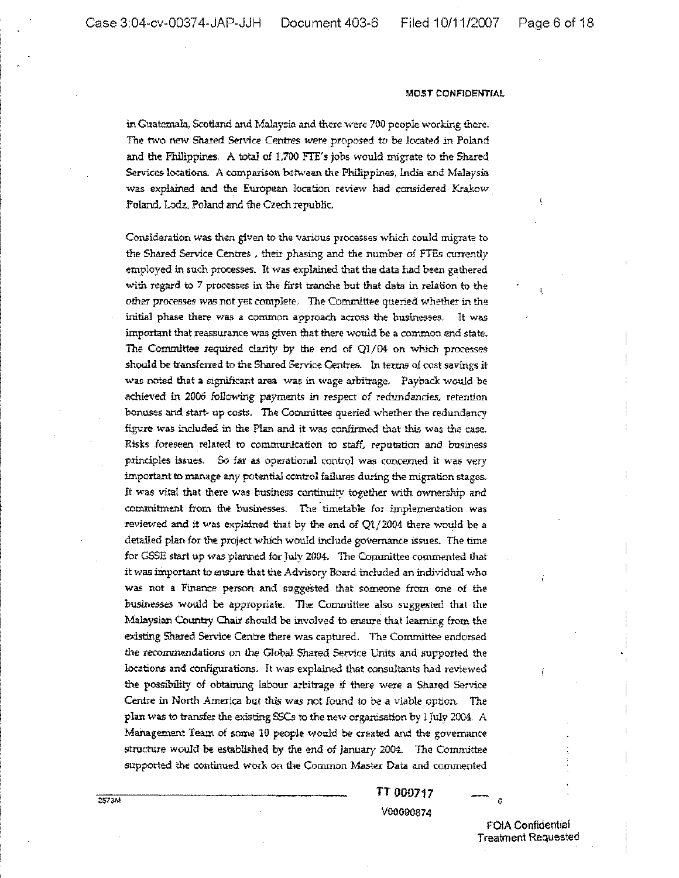MOST CONFIDENTIAL

in Guatemala, Scotland and Malaysia and there were 700 people working there. The two new Shared Service Centres were proposed to be located in Poland and the Philippines. A total of 1,700 FTE's jobs would migrate to the Shared Services locations. A comparison between the Philippines, India and Malaysia was explained and the European location review had considered Krakow Poland, Lodz, Poland and the Czech republic.

Consideration was then given to the various processes which could migrate to the Shared Service Centres , their phasing and the number of FTEs currently employed in such processes. It was explained that the data had been gathered with regard to 7 processes in the first tranche but that data in relation to the other processes was not yet complete. The Committee queried whether in the initial phase there was a common approach across the businesses. It was important that reassurance was given that there would be a common end state. The Committee required clarity by the end of Q1/04 on which processes should be transferred to the Shared Service Centres. In terms of cost savings it was noted that a significant area was in wage arbitrage. Payback would be achieved in 2006 following payments in respect of redundancies, retention bonuses and start- up costs. The Committee queried whether the redundancy figure was included in the Plan and it was confirmed that this was the case. Risks foreseen related to communication to staff, reputation and business principles issues. So far as operational control was concerned it was very important to manage any potential control failures during the migration stages. It was vital that there was business continuity together with ownership and commitment from the businesses. The timetable for implementation was reviewed and it was explained that by the end of Q1/2004 there would be a detailed plan for the project which would include governance issues. The time for GSSE start up was planned for July 2004. The Committee commented that it was important to ensure that the Advisory Board included an individual who was not a Finance person and suggested that someone from one of the businesses would be appropriate. The Committee also suggested that the Malaysian Country Chair should be involved to ensure that learning from the existing Shared Service Centre there was captured. The Committee endorsed the recommendations on the Global Shared Service Units and supported the locations and configurations. It was explained that consultants had reviewed the possibility of obtaining labour arbitrage if there were a Shared Service Centre in North America but this was not found to be a viable option. The plan was to transfer the existing SSCs to the new organisation by 1 July 2004. A Management Team of some 10 people would be created and the governance structure would be established by the end of January 2004. The Committee supported the continued work on the Common Master Data and commented

2573M

TT 000717

V00090874

FOIA Confidential Treatment Requested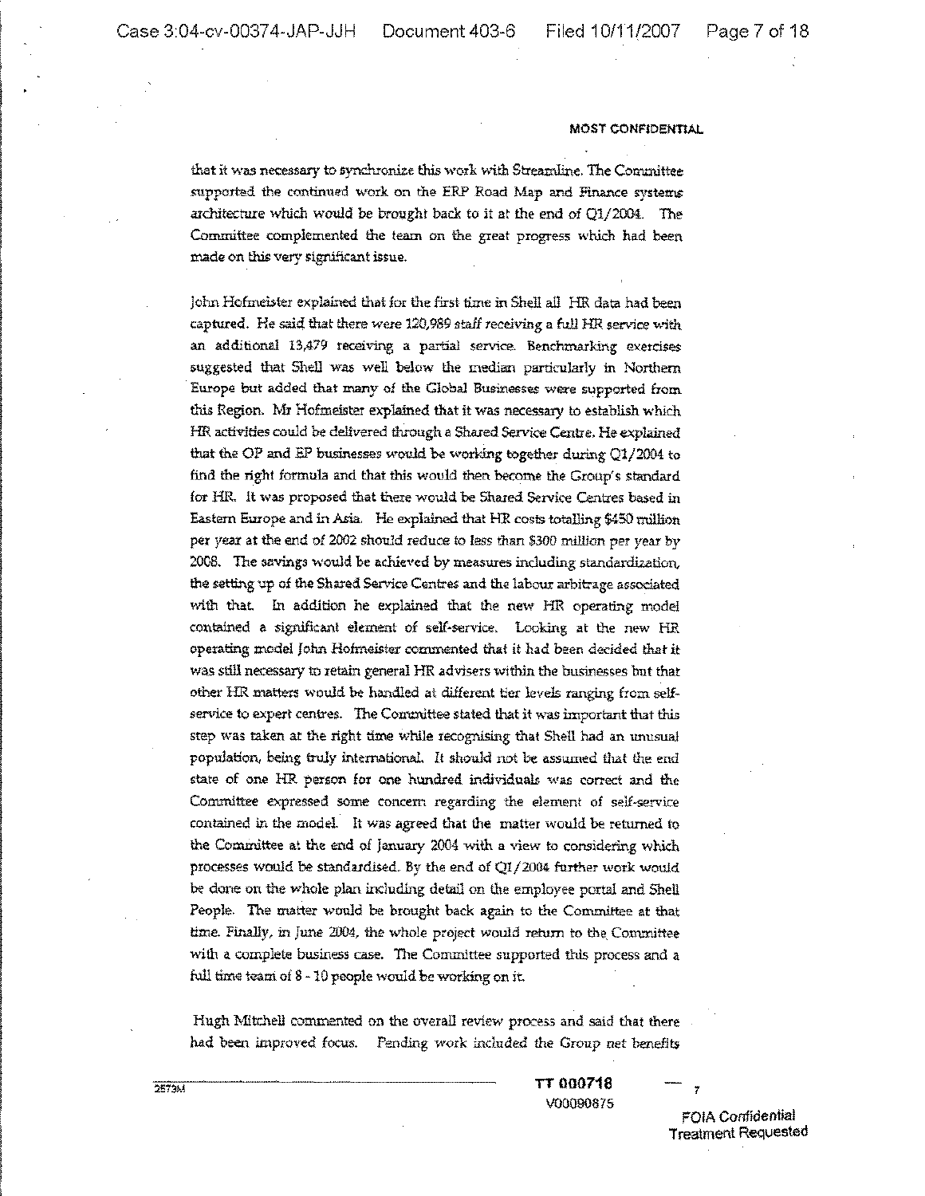**MOST CONFIDENTIAL**

that it was necessary to synchronize this work with Streamline. The Committee supported the continued work on the ERP Road Map and Finance systems architecture which would be brought back to it at the end of Q1/2004. The Committee complemented the team on the great progress which had been made on this very significant issue.

John Hofmeister explained that for the first time in Shell all HR data had been captured. He said that there were 120,989 staff receiving a full HR service with an additional 13,479 receiving a partial service. Benchmarking exercises suggested that Shell was well below the median particularly in Northern Europe but added that many of the Global Businesses were supported from this Region. Mr Hofmeister explained that it was necessary to establish which HR activities could be delivered through a Shared Service Centre. He explained that the OP and EP businesses would be working together during Q1/2004 to find the right formula and that this would then become the Group's standard for HR. It was proposed that there would be Shared Service Centres based in Eastern Europe and in Asia. He explained that HR costs totalling $450 million per year at the end of 2002 should reduce to less than $300 million per year by 2008. The savings would be achieved by measures including standardization, the setting up of the Shared Service Centres and the labour arbitrage associated with that. In addition he explained that the new HR operating model contained a significant element of self-service. Looking at the new HR operating model John Hofmeister commented that it had been decided that it was still necessary to retain general HR advisers within the businesses but that other HR matters would be handled at different tier levels ranging from self-service to expert centres. The Committee stated that it was important that this step was taken at the right time while recognising that Shell had an unusual population, being truly international. It should not be assumed that the end state of one HR person for one hundred individuals was correct and the Committee expressed some concern regarding the element of self-service contained in the model. It was agreed that the matter would be returned to the Committee at the end of January 2004 with a view to considering which processes would be standardised. By the end of Q1/2004 further work would be done on the whole plan including detail on the employee portal and Shell People. The matter would be brought back again to the Committee at that time. Finally, in June 2004, the whole project would return to the Committee with a complete business case. The Committee supported this process and a full time team of 8 - 10 people would be working on it.

Hugh Mitchell commented on the overall review process and said that there had been improved focus. Pending work included the Group net benefits

2573M

TT 000718
V00090875

FOIA Confidential Treatment Requested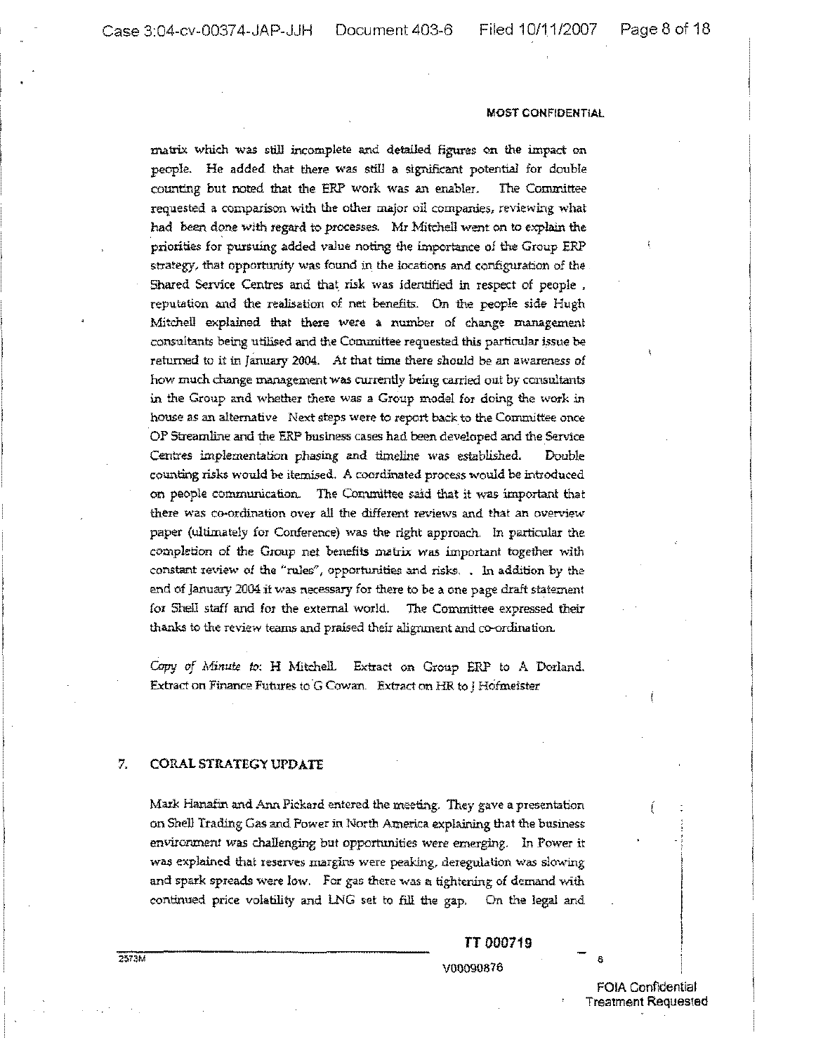**MOST CONFIDENTIAL**

matrix which was still incomplete and detailed figures on the impact on people. He added that there was still a significant potential for double counting but noted that the ERP work was an enabler. The Committee requested a comparison with the other major oil companies, reviewing what had been done with regard to processes. Mr Mitchell went on to explain the priorities for pursuing added value noting the importance of the Group ERP strategy, that opportunity was found in the locations and configuration of the Shared Service Centres and that risk was identified in respect of people , reputation and the realisation of net benefits. On the people side Hugh Mitchell explained that there were a number of change management consultants being utilised and the Committee requested this particular issue be returned to it in January 2004. At that time there should be an awareness of how much change management was currently being carried out by consultants in the Group and whether there was a Group model for doing the work in house as an alternative Next steps were to report back to the Committee once OP Streamline and the ERP business cases had been developed and the Service Centres implementation phasing and timeline was established. Double counting risks would be itemised. A coordinated process would be introduced on people communication. The Committee said that it was important that there was co-ordination over all the different reviews and that an overview paper (ultimately for Conference) was the right approach. In particular the completion of the Group net benefits matrix was important together with constant review of the "rules", opportunities and risks. . In addition by the end of January 2004 it was necessary for there to be a one page draft statement for Shell staff and for the external world. The Committee expressed their thanks to the review teams and praised their alignment and co-ordination.

*Copy of Minute to*: H Mitchell. Extract on Group ERP to A Dorland. Extract on Finance Futures to G Cowan. Extract on HR to J Hofmeister

## 7. CORAL STRATEGY UPDATE

Mark Hanafin and Ann Pickard entered the meeting. They gave a presentation on Shell Trading Gas and Power in North America explaining that the business environment was challenging but opportunities were emerging. In Power it was explained that reserves margins were peaking, deregulation was slowing and spark spreads were low. For gas there was a tightening of demand with continued price volatility and LNG set to fill the gap. On the legal and

2573M

TT 000719

V00090876

FOIA Confidential Treatment Requested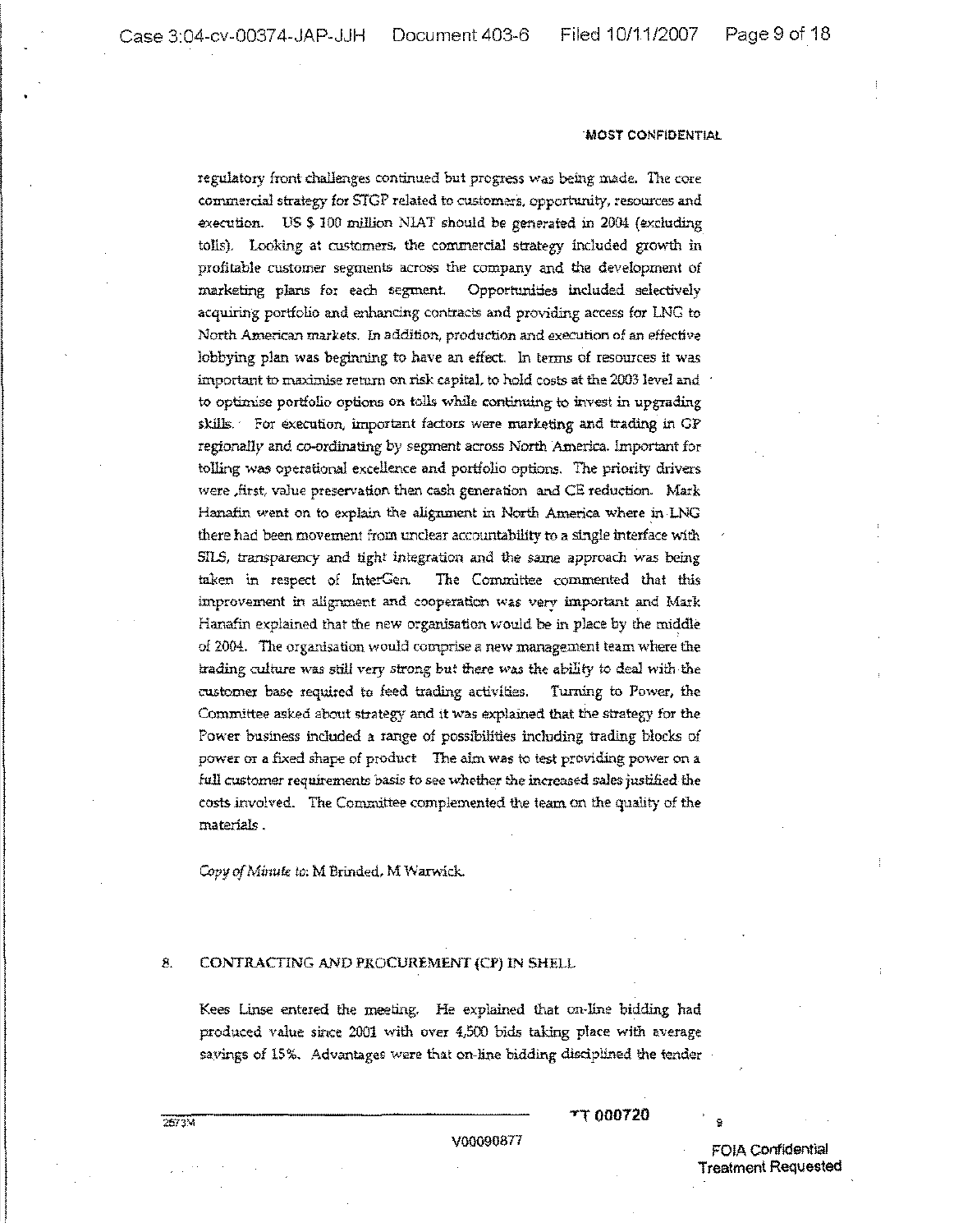MOST CONFIDENTIAL

regulatory front challenges continued but progress was being made. The core commercial strategy for STGP related to customers, opportunity, resources and execution. US $ 100 million NIAT should be generated in 2004 (excluding tolls). Looking at customers, the commercial strategy included growth in profitable customer segments across the company and the development of marketing plans for each segment. Opportunities included selectively acquiring portfolio and enhancing contracts and providing access for LNG to North American markets. In addition, production and execution of an effective lobbying plan was beginning to have an effect. In terms of resources it was important to maximise return on risk capital, to hold costs at the 2003 level and to optimise portfolio options on tolls while continuing to invest in upgrading skills. For execution, important factors were marketing and trading in GP regionally and co-ordinating by segment across North America. Important for tolling was operational excellence and portfolio options. The priority drivers were ,first, value preservation then cash generation and CE reduction. Mark Hanafin went on to explain the alignment in North America where in LNG there had been movement from unclear accountability to a single interface with SILS, transparency and tight integration and the same approach was being taken in respect of InterGen. The Committee commented that this improvement in alignment and cooperation was very important and Mark Hanafin explained that the new organisation would be in place by the middle of 2004. The organisation would comprise a new management team where the trading culture was still very strong but there was the ability to deal with the customer base required to feed trading activities. Turning to Power, the Committee asked about strategy and it was explained that the strategy for the Power business included a range of possibilities including trading blocks of power or a fixed shape of product The aim was to test providing power on a full customer requirements basis to see whether the increased sales justified the costs involved. The Committee complemented the team on the quality of the materials .

*Copy of Minute to:* M Brinded, M Warwick.

## 8. CONTRACTING AND PROCUREMENT (CP) IN SHELL

Kees Linse entered the meeting. He explained that on-line bidding had produced value since 2001 with over 4,500 bids taking place with average savings of 15%. Advantages were that on-line bidding disciplined the tender

2573M

TT 000720

V00090877

FOIA Confidential Treatment Requested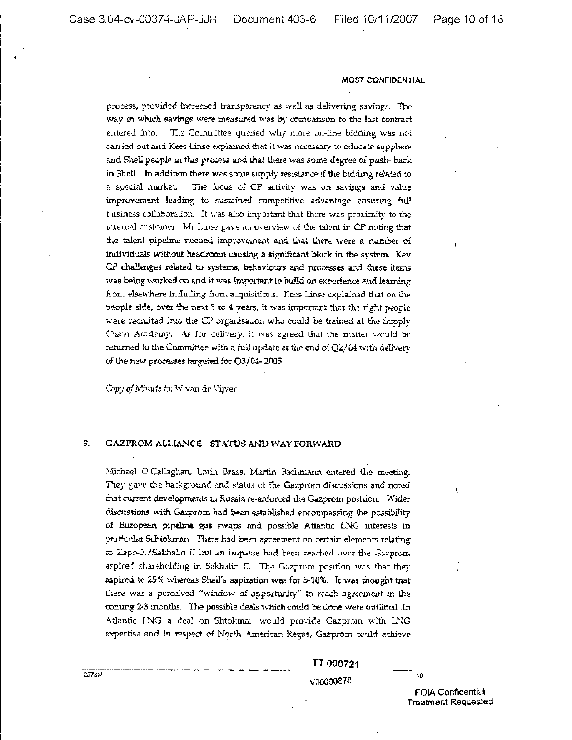MOST CONFIDENTIAL

process, provided increased transparency as well as delivering savings. The way in which savings were measured was by comparison to the last contract entered into. The Committee queried why more on-line bidding was not carried out and Kees Linse explained that it was necessary to educate suppliers and Shell people in this process and that there was some degree of push- back in Shell. In addition there was some supply resistance if the bidding related to a special market. The focus of CP activity was on savings and value improvement leading to sustained competitive advantage ensuring full business collaboration. It was also important that there was proximity to the internal customer. Mr Linse gave an overview of the talent in CP noting that the talent pipeline needed improvement and that there were a number of individuals without headroom causing a significant block in the system. Key CP challenges related to systems, behaviours and processes and these items was being worked on and it was important to build on experience and learning from elsewhere including from acquisitions. Kees Linse explained that on the people side, over the next 3 to 4 years, it was important that the right people were recruited into the CP organisation who could be trained at the Supply Chain Academy. As for delivery, it was agreed that the matter would be returned to the Committee with a full update at the end of Q2/04 with delivery of the new processes targeted for Q3/04- 2005.

*Copy of Minute to:* W van de Vijver

## 9. GAZPROM ALLIANCE – STATUS AND WAY FORWARD

Michael O'Callaghan, Lorin Brass, Martin Bachmann entered the meeting. They gave the background and status of the Gazprom discussions and noted that current developments in Russia re-enforced the Gazprom position. Wider discussions with Gazprom had been established encompassing the possibility of European pipeline gas swaps and possible Atlantic LNG interests in particular Schtokman. There had been agreement on certain elements relating to Zapo-N/Sakhalin II but an impasse had been reached over the Gazprom aspired shareholding in Sakhalin II. The Gazprom position was that they aspired to 25% whereas Shell's aspiration was for 5-10%. It was thought that there was a perceived "window of opportunity" to reach agreement in the coming 2-3 months. The possible deals which could be done were outlined. In Atlantic LNG a deal on Shtokman would provide Gazprom with LNG expertise and in respect of North American Regas, Gazprom could achieve

TT 000721

V00090878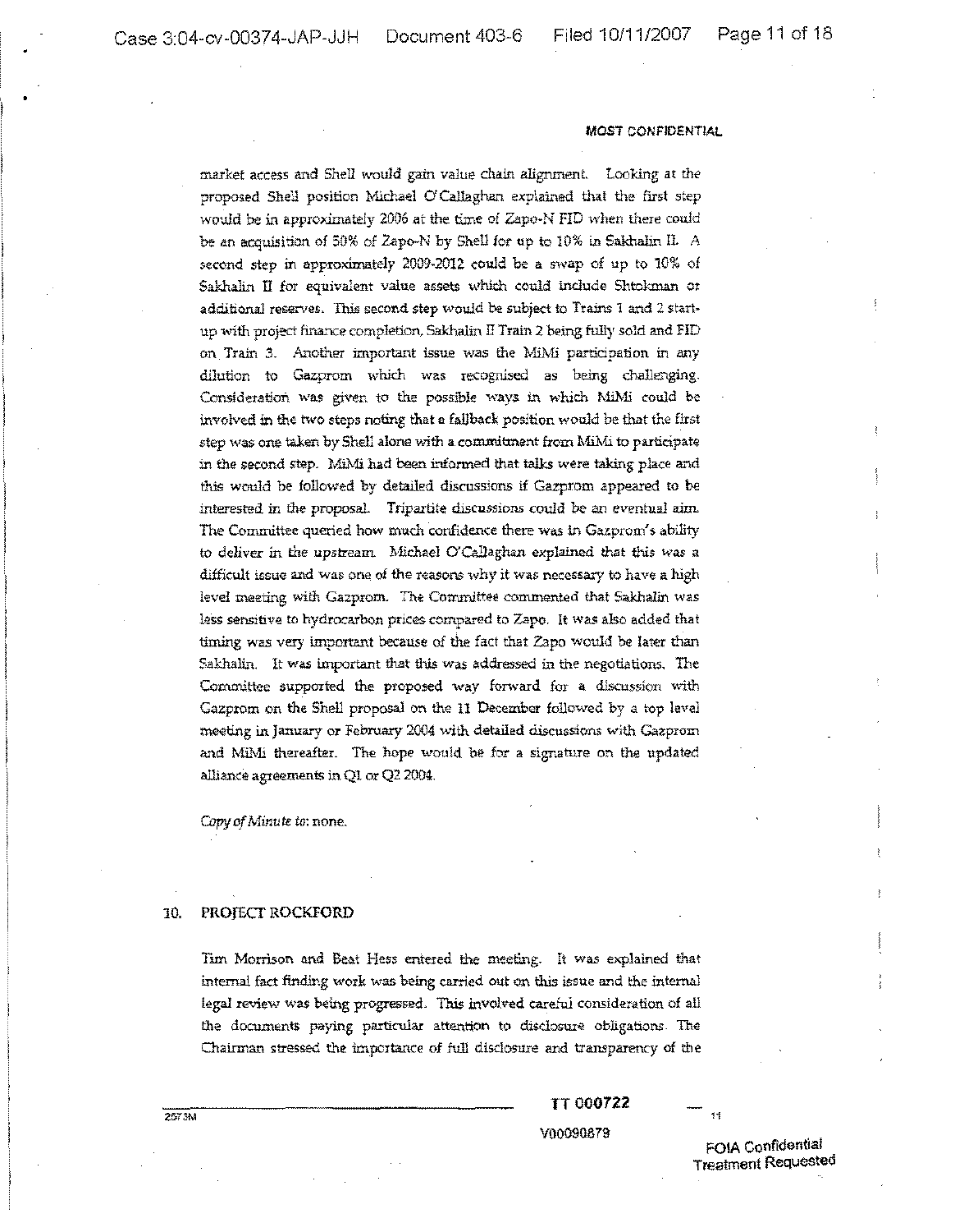**MOST CONFIDENTIAL**

market access and Shell would gain value chain alignment. Looking at the proposed Shell position Michael O'Callaghan explained that the first step would be in approximately 2006 at the time of Zapo-N FID when there could be an acquisition of 50% of Zapo-N by Shell for up to 10% in Sakhalin II. A second step in approximately 2009-2012 could be a swap of up to 10% of Sakhalin II for equivalent value assets which could include Shtokman or additional reserves. This second step would be subject to Trains 1 and 2 start-up with project finance completion, Sakhalin II Train 2 being fully sold and FID on Train 3. Another important issue was the MiMi participation in any dilution to Gazprom which was recognised as being challenging. Consideration was given to the possible ways in which MiMi could be involved in the two steps noting that a fallback position would be that the first step was one taken by Shell alone with a commitment from MiMi to participate in the second step. MiMi had been informed that talks were taking place and this would be followed by detailed discussions if Gazprom appeared to be interested in the proposal. Tripartite discussions could be an eventual aim. The Committee queried how much confidence there was in Gazprom's ability to deliver in the upstream. Michael O'Callaghan explained that this was a difficult issue and was one of the reasons why it was necessary to have a high level meeting with Gazprom. The Committee commented that Sakhalin was less sensitive to hydrocarbon prices compared to Zapo. It was also added that timing was very important because of the fact that Zapo would be later than Sakhalin. It was important that this was addressed in the negotiations. The Committee supported the proposed way forward for a discussion with Gazprom on the Shell proposal on the 11 December followed by a top level meeting in January or February 2004 with detailed discussions with Gazprom and MiMi thereafter. The hope would be for a signature on the updated alliance agreements in Q1 or Q2 2004.

*Copy of Minute to:* none.

## 10. PROJECT ROCKFORD

Tim Morrison and Beat Hess entered the meeting. It was explained that internal fact finding work was being carried out on this issue and the internal legal review was being progressed. This involved careful consideration of all the documents paying particular attention to disclosure obligations. The Chairman stressed the importance of full disclosure and transparency of the

2573M

TT 000722

V00090879

FOIA Confidential Treatment Requested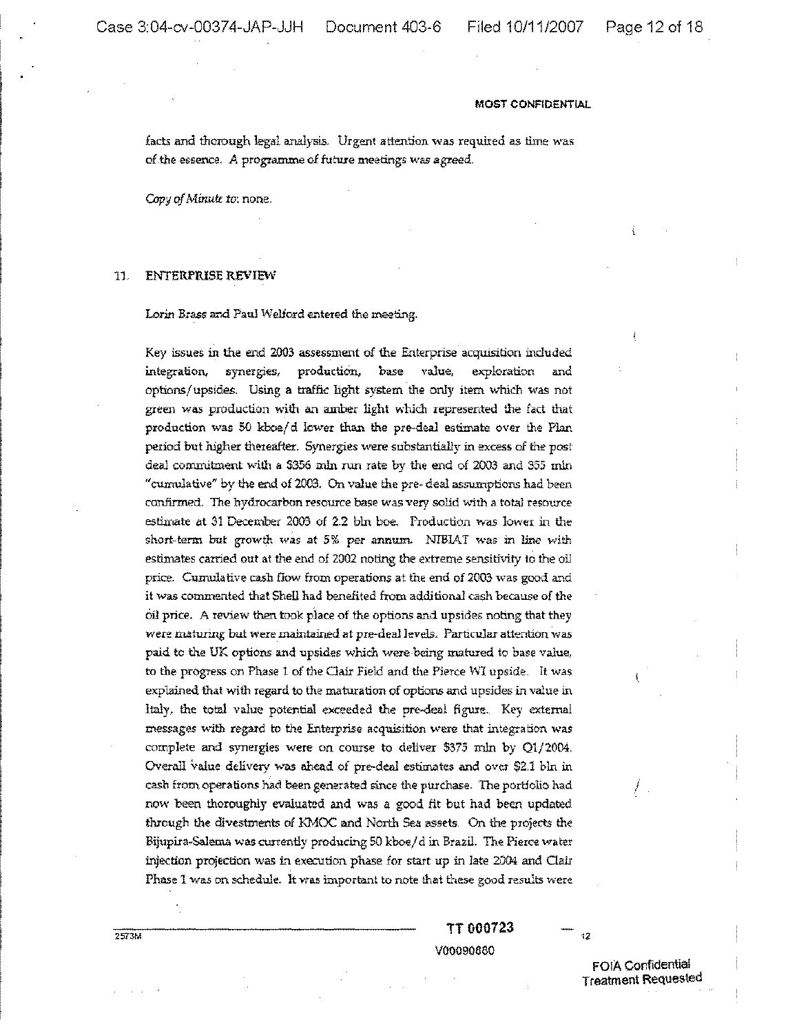MOST CONFIDENTIAL

facts and thorough legal analysis. Urgent attention was required as time was of the essence. A programme of future meetings was agreed.

*Copy of Minute to*: none.

11. ENTERPRISE REVIEW

*Lorin Brass and Paul Welford entered the meeting.*

Key issues in the end 2003 assessment of the Enterprise acquisition included integration, synergies, production, base value, exploration and options/upsides. Using a traffic light system the only item which was not green was production with an amber light which represented the fact that production was 50 kboe/d lower than the pre-deal estimate over the Plan period but higher thereafter. Synergies were substantially in excess of the post deal commitment with a $356 mln run rate by the end of 2003 and 355 mln "cumulative" by the end of 2003. On value the pre- deal assumptions had been confirmed. The hydrocarbon resource base was very solid with a total resource estimate at 31 December 2003 of 2.2 bln boe. Production was lower in the short-term but growth was at 5% per annum. NIBIAT was in line with estimates carried out at the end of 2002 noting the extreme sensitivity to the oil price. Cumulative cash flow from operations at the end of 2003 was good and it was commented that Shell had benefited from additional cash because of the oil price. A review then took place of the options and upsides noting that they were maturing but were maintained at pre-deal levels. Particular attention was paid to the UK options and upsides which were being matured to base value, to the progress on Phase 1 of the Clair Field and the Pierce WI upside. It was explained that with regard to the maturation of options and upsides in value in Italy, the total value potential exceeded the pre-deal figure. Key external messages with regard to the Enterprise acquisition were that integration was complete and synergies were on course to deliver $375 mln by Q1/2004. Overall value delivery was ahead of pre-deal estimates and over $2.1 bln in cash from operations had been generated since the purchase. The portfolio had now been thoroughly evaluated and was a good fit but had been updated through the divestments of KMOC and North Sea assets. On the projects the Bijupira-Salema was currently producing 50 kboe/d in Brazil. The Pierce water injection projection was in execution phase for start up in late 2004 and Clair Phase 1 was on schedule. It was important to note that these good results were

2573M

TT 000723

V00090880

FOIA Confidential Treatment Requested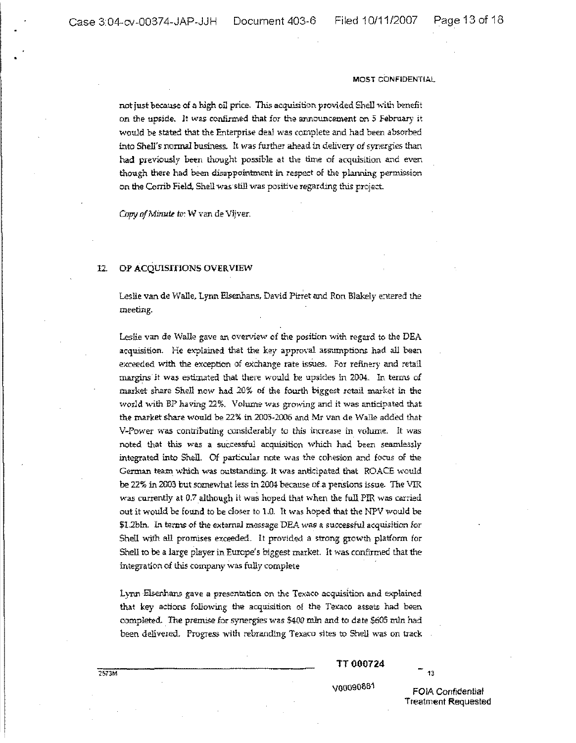MOST CONFIDENTIAL

not just because of a high oil price. This acquisition provided Shell with benefit on the upside. It was confirmed that for the announcement on 5 February it would be stated that the Enterprise deal was complete and had been absorbed into Shell's normal business. It was further ahead in delivery of synergies than had previously been thought possible at the time of acquisition and even though there had been disappointment in respect of the planning permission on the Corrib Field, Shell was still was positive regarding this project.

*Copy of Minute to:* W van de Vijver.

## 12. OP ACQUISITIONS OVERVIEW

Leslie van de Walle, Lynn Elsenhans, David Pirret and Ron Blakely entered the meeting.

Leslie van de Walle gave an overview of the position with regard to the DEA acquisition. He explained that the key approval assumptions had all been exceeded with the exception of exchange rate issues. For refinery and retail margins it was estimated that there would be upsides in 2004. In terms of market share Shell now had 20% of the fourth biggest retail market in the world with BP having 22%. Volume was growing and it was anticipated that the market share would be 22% in 2005-2006 and Mr van de Walle added that V-Power was contributing considerably to this increase in volume. It was noted that this was a successful acquisition which had been seamlessly integrated into Shell. Of particular note was the cohesion and focus of the German team which was outstanding. It was anticipated that ROACE would be 22% in 2003 but somewhat less in 2004 because of a pensions issue. The VIR was currently at 0.7 although it was hoped that when the full PIR was carried out it would be found to be closer to 1.0. It was hoped that the NPV would be $1.2bln. In terms of the external message DEA was a successful acquisition for Shell with all promises exceeded. It provided a strong growth platform for Shell to be a large player in Europe's biggest market. It was confirmed that the integration of this company was fully complete

Lynn Elsenhans gave a presentation on the Texaco acquisition and explained that key actions following the acquisition of the Texaco assets had been completed. The premise for synergies was $400 mln and to date $605 mln had been delivered. Progress with rebranding Texaco sites to Shell was on track

2573M

TT 000724

V00090881

FOIA Confidential Treatment Requested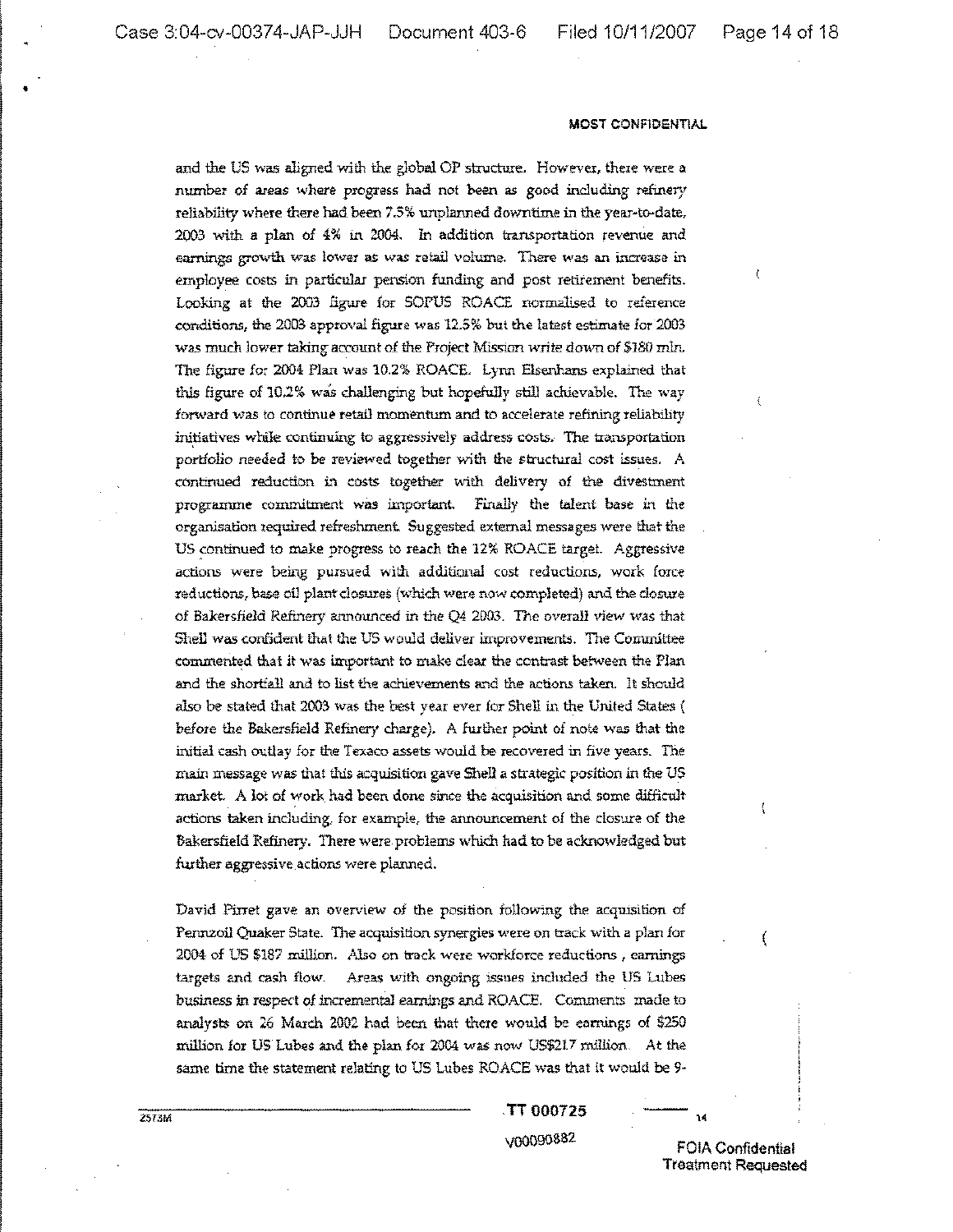MOST CONFIDENTIAL

and the US was aligned with the global OP structure. However, there were a number of areas where progress had not been as good including refinery reliability where there had been 7.5% unplanned downtime in the year-to-date, 2003 with a plan of 4% in 2004. In addition transportation revenue and earnings growth was lower as was retail volume. There was an increase in employee costs in particular pension funding and post retirement benefits. Looking at the 2003 figure for SOPUS ROACE normalised to reference conditions, the 2003 approval figure was 12.5% but the latest estimate for 2003 was much lower taking account of the Project Mission write down of $180 mln. The figure for 2004 Plan was 10.2% ROACE. Lynn Elsenhans explained that this figure of 10.2% was challenging but hopefully still achievable. The way forward was to continue retail momentum and to accelerate refining reliability initiatives while continuing to aggressively address costs. The transportation portfolio needed to be reviewed together with the structural cost issues. A continued reduction in costs together with delivery of the divestment programme commitment was important. Finally the talent base in the organisation required refreshment. Suggested external messages were that the US continued to make progress to reach the 12% ROACE target. Aggressive actions were being pursued with additional cost reductions, work force reductions, base oil plant closures (which were now completed) and the closure of Bakersfield Refinery announced in the Q4 2003. The overall view was that Shell was confident that the US would deliver improvements. The Committee commented that it was important to make clear the contrast between the Plan and the shortfall and to list the achievements and the actions taken. It should also be stated that 2003 was the best year ever for Shell in the United States ( before the Bakersfield Refinery charge). A further point of note was that the initial cash outlay for the Texaco assets would be recovered in five years. The main message was that this acquisition gave Shell a strategic position in the US market. A lot of work had been done since the acquisition and some difficult actions taken including, for example, the announcement of the closure of the Bakersfield Refinery. There were problems which had to be acknowledged but further aggressive actions were planned.

David Pirret gave an overview of the position following the acquisition of Pennzoil Quaker State. The acquisition synergies were on track with a plan for 2004 of US $187 million. Also on track were workforce reductions , earnings targets and cash flow. Areas with ongoing issues included the US Lubes business in respect of incremental earnings and ROACE. Comments made to analysts on 26 March 2002 had been that there would be earnings of $250 million for US Lubes and the plan for 2004 was now US$217 million. At the same time the statement relating to US Lubes ROACE was that it would be 9-

2573M

TT 000725

V00090882

FOIA Confidential Treatment Requested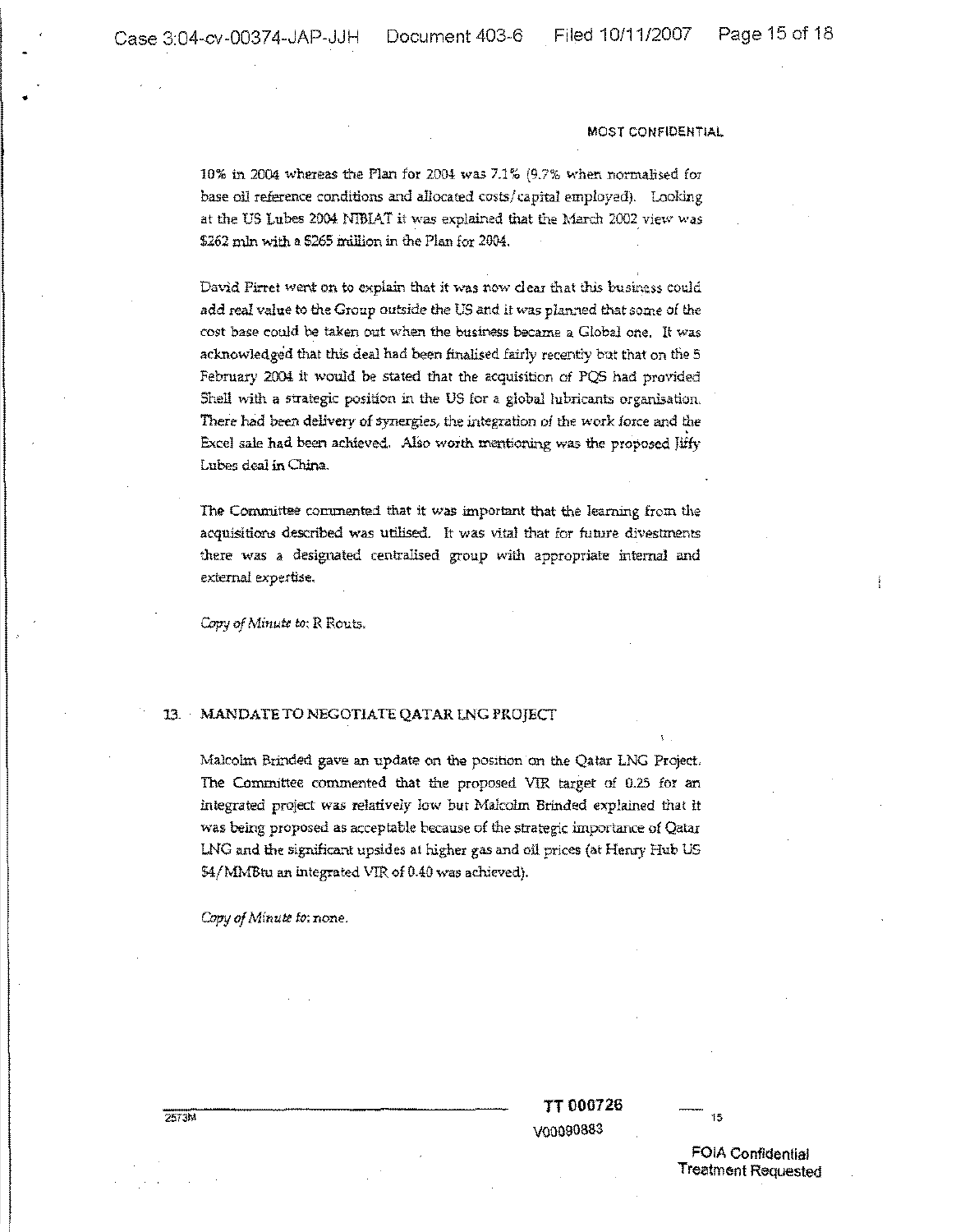MOST CONFIDENTIAL

10% in 2004 whereas the Plan for 2004 was 7.1% (9.7% when normalised for base oil reference conditions and allocated costs/capital employed). Looking at the US Lubes 2004 NIBIAT it was explained that the March 2002 view was $262 mln with a $265 million in the Plan for 2004.

David Pirret went on to explain that it was now clear that this business could add real value to the Group outside the US and it was planned that some of the cost base could be taken out when the business became a Global one. It was acknowledged that this deal had been finalised fairly recently but that on the 5 February 2004 it would be stated that the acquisition of PQS had provided Shell with a strategic position in the US for a global lubricants organisation. There had been delivery of synergies, the integration of the work force and the Excel sale had been achieved. Also worth mentioning was the proposed Jiffy Lubes deal in China.

The Committee commented that it was important that the learning from the acquisitions described was utilised. It was vital that for future divestments there was a designated centralised group with appropriate internal and external expertise.

*Copy of Minute to:* R Routs.

## 13. MANDATE TO NEGOTIATE QATAR LNG PROJECT

Malcolm Brinded gave an update on the position on the Qatar LNG Project. The Committee commented that the proposed VIR target of 0.25 for an integrated project was relatively low but Malcolm Brinded explained that it was being proposed as acceptable because of the strategic importance of Qatar LNG and the significant upsides at higher gas and oil prices (at Henry Hub US $4/MMBtu an integrated VIR of 0.40 was achieved).

*Copy of Minute to:* none.

2573M

TT 000726

V00090883

FOIA Confidential Treatment Requested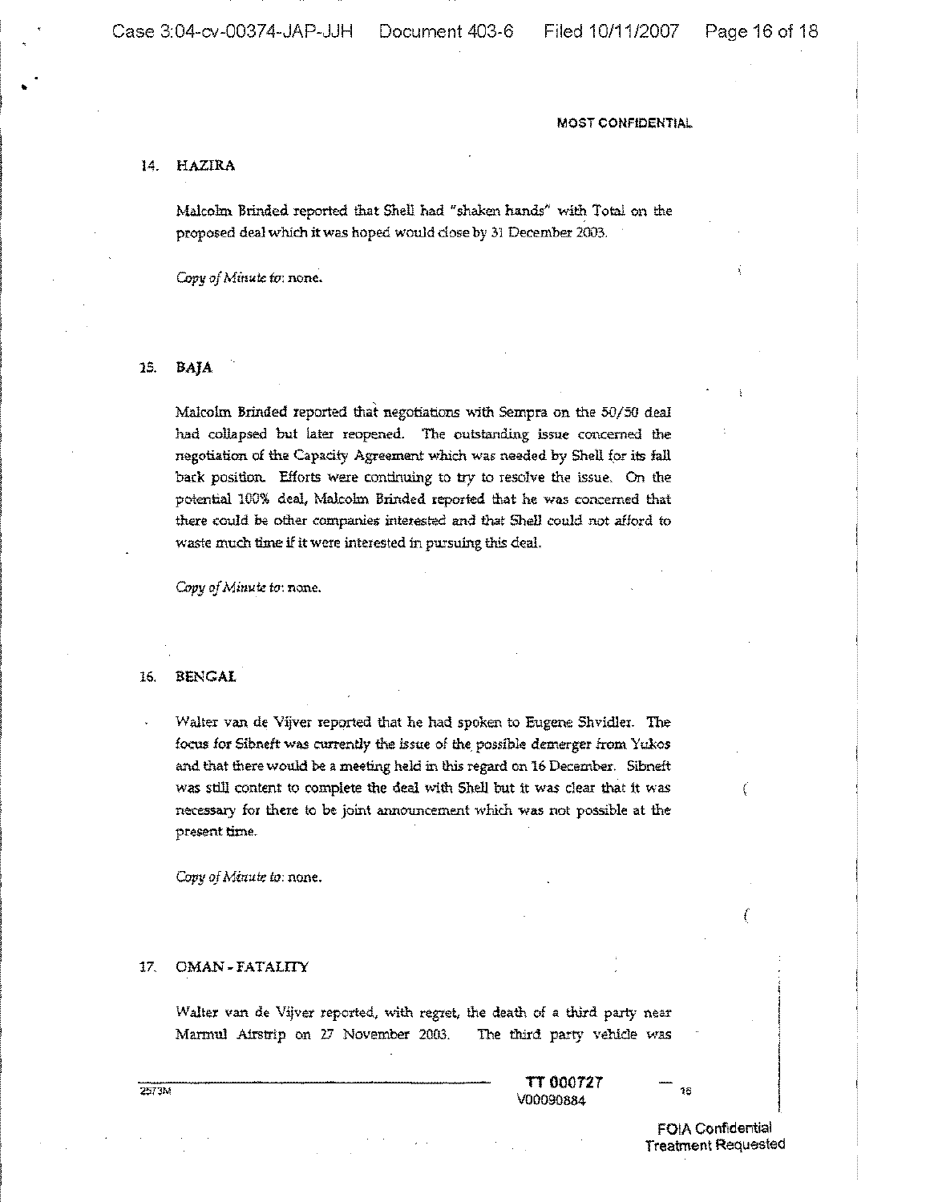**MOST CONFIDENTIAL**

## 14. HAZIRA

Malcolm Brinded reported that Shell had "shaken hands" with Total on the proposed deal which it was hoped would close by 31 December 2003.

*Copy of Minute to*: none.

## 15. BAJA

Malcolm Brinded reported that negotiations with Sempra on the 50/50 deal had collapsed but later reopened. The outstanding issue concerned the negotiation of the Capacity Agreement which was needed by Shell for its fall back position. Efforts were continuing to try to resolve the issue. On the potential 100% deal, Malcolm Brinded reported that he was concerned that there could be other companies interested and that Shell could not afford to waste much time if it were interested in pursuing this deal.

*Copy of Minute to*: none.

## 16. BENGAL

Walter van de Vijver reported that he had spoken to Eugene Shvidler. The focus for Sibneft was currently the issue of the possible demerger from Yukos and that there would be a meeting held in this regard on 16 December. Sibneft was still content to complete the deal with Shell but it was clear that it was necessary for there to be joint announcement which was not possible at the present time.

*Copy of Minute to*: none.

## 17. OMAN - FATALITY

Walter van de Vijver reported, with regret, the death of a third party near Marmul Airstrip on 27 November 2003. The third party vehicle was

2573M

TT 000727
V00090884

FOIA Confidential Treatment Requested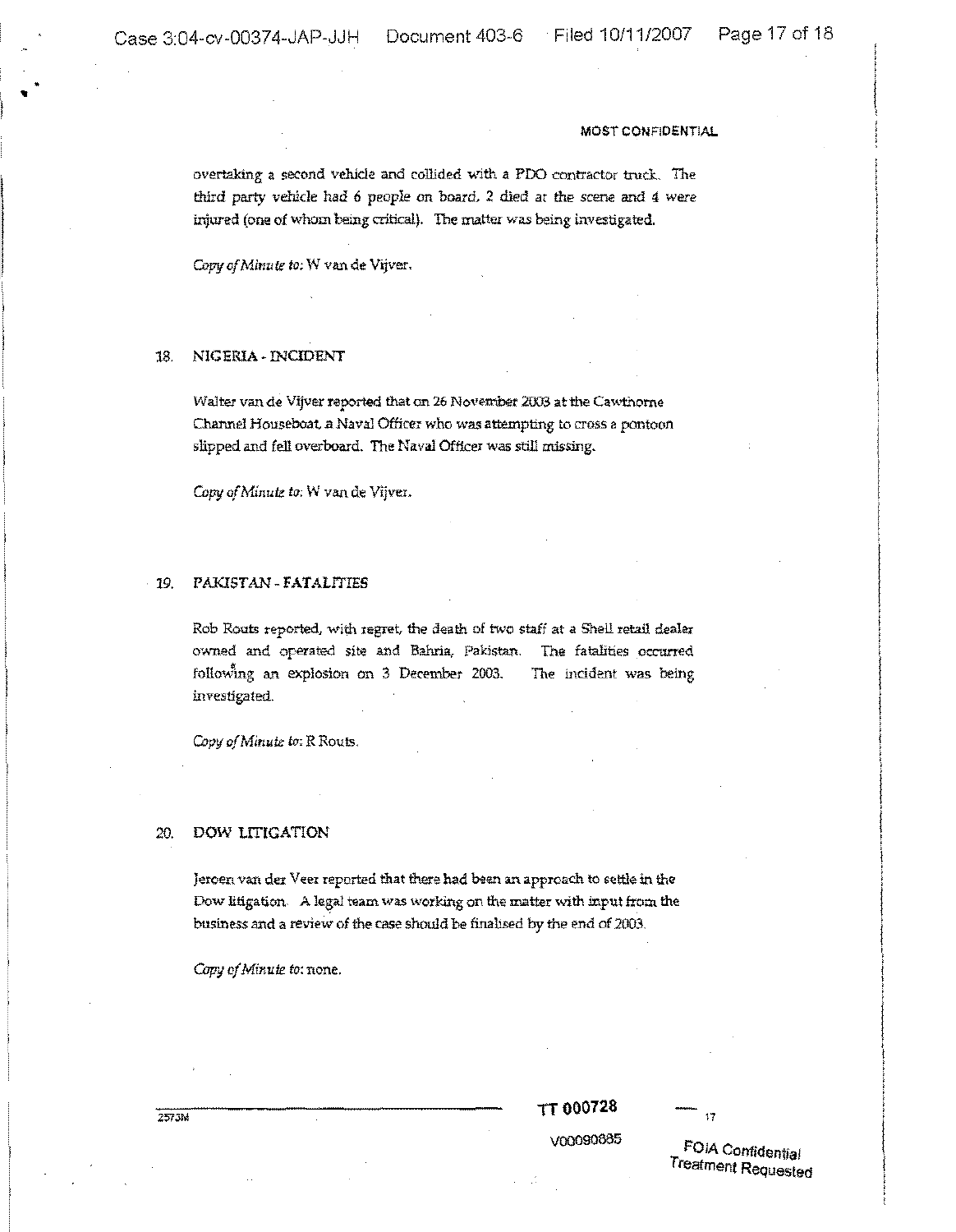MOST CONFIDENTIAL

overtaking a second vehicle and collided with a PDO contractor truck. The third party vehicle had 6 people on board, 2 died at the scene and 4 were injured (one of whom being critical). The matter was being investigated.

*Copy of Minute to:* W van de Vijver.

## 18. NIGERIA - INCIDENT

Walter van de Vijver reported that on 26 November 2003 at the Cawthorne Channel Houseboat, a Naval Officer who was attempting to cross a pontoon slipped and fell overboard. The Naval Officer was still missing.

*Copy of Minute to:* W van de Vijver.

## 19. PAKISTAN - FATALITIES

Rob Routs reported, with regret, the death of two staff at a Shell retail dealer owned and operated site and Bahria, Pakistan. The fatalities occurred following an explosion on 3 December 2003. The incident was being investigated.

*Copy of Minute to:* R Routs.

## 20. DOW LITIGATION

Jeroen van der Veer reported that there had been an approach to settle in the Dow litigation. A legal team was working on the matter with input from the business and a review of the case should be finalised by the end of 2003.

*Copy of Minute to:* none.

2573M

TT 000728

V00090685

FOIA Confidential Treatment Requested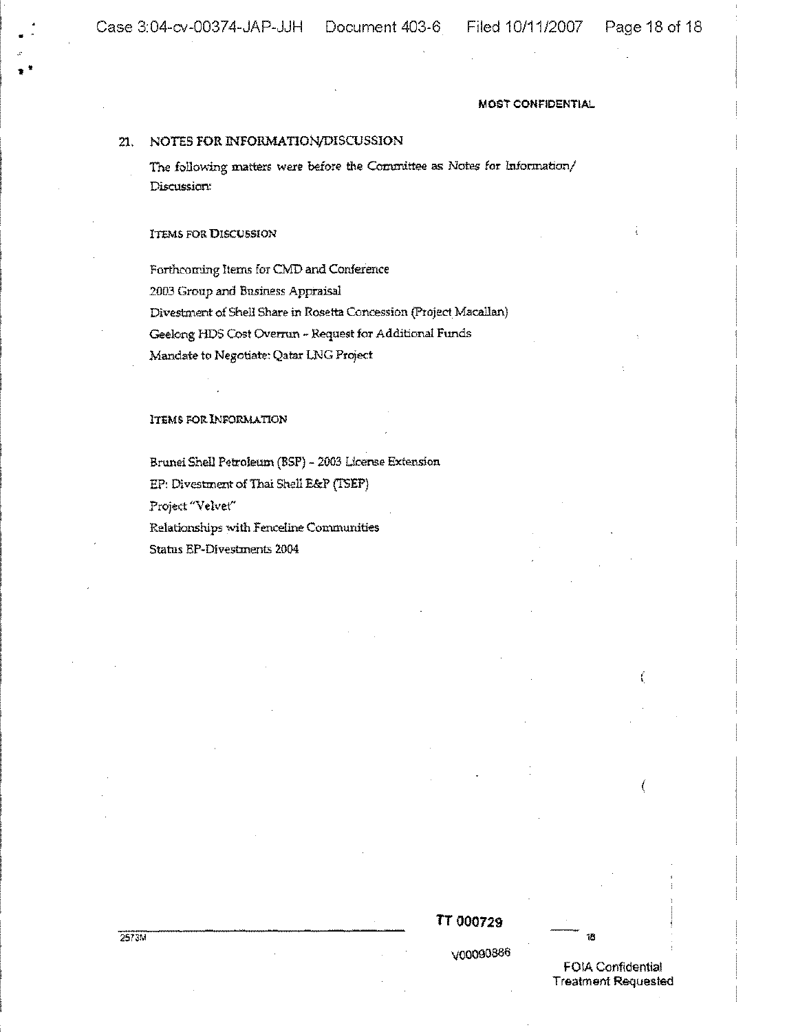MOST CONFIDENTIAL

## 21. NOTES FOR INFORMATION/DISCUSSION

The following matters were before the Committee as *Notes for Information/ Discussion*:

### ITEMS FOR DISCUSSION

Forthcoming Items for CMD and Conference
2003 Group and Business Appraisal
Divestment of Shell Share in Rosetta Concession (Project Macallan)
Geelong HDS Cost Overrun - Request for Additional Funds
Mandate to Negotiate: Qatar LNG Project

### ITEMS FOR INFORMATION

Brunei Shell Petroleum (BSP) - 2003 License Extension
EP: Divestment of Thai Shell E&P (TSEP)
Project "Velvet"
Relationships with Fenceline Communities
Status EP-Divestments 2004

2573M

TT 000729

V00090886

FOIA Confidential Treatment Requested